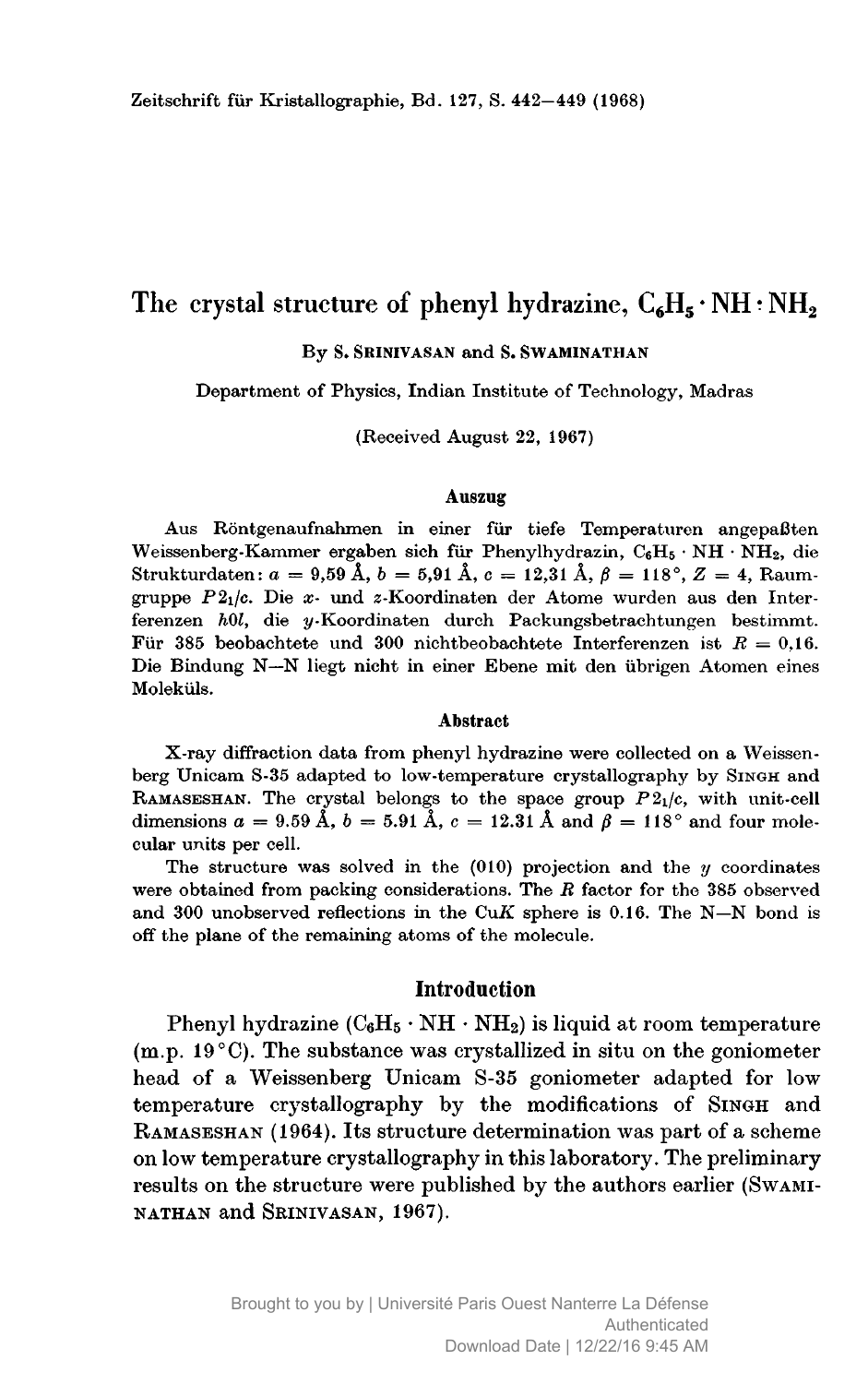# The crystal structure of phenyl hydrazine, $C_6H_5 \cdot NH : NH_2$

By S. Srinivasan and S. Swaminathan

Department of Physics, Indian Institute of Technology, Madras

(Received August 22, 1967)

### Auszug

Aus Röntgenaufnahmen in einer für tiefe Temperaturen angepaßten Weissenberg-Kammer ergaben sich für Phenylhydrazin, $C_6H_5 \cdot NH \cdot NH_2$, die Strukturdaten: $a = 9{,}59$ Å, $b = 5{,}91$ Å, $c = 12{,}31$ Å, $\beta = 118°$, $Z = 4$, Raumgruppe $P2_1/c$. Die $x$- und $z$-Koordinaten der Atome wurden aus den Interferenzen $h0l$, die $y$-Koordinaten durch Packungsbetrachtungen bestimmt. Für 385 beobachtete und 300 nichtbeobachtete Interferenzen ist $R = 0{,}16$. Die Bindung N—N liegt nicht in einer Ebene mit den übrigen Atomen eines Moleküls.

### Abstract

X-ray diffraction data from phenyl hydrazine were collected on a Weissenberg Unicam S-35 adapted to low-temperature crystallography by Singh and Ramaseshan. The crystal belongs to the space group $P2_1/c$, with unit-cell dimensions $a = 9.59$ Å, $b = 5.91$ Å, $c = 12.31$ Å and $\beta = 118°$ and four molecular units per cell.

The structure was solved in the (010) projection and the $y$ coordinates were obtained from packing considerations. The $R$ factor for the 385 observed and 300 unobserved reflections in the Cu$K$ sphere is 0.16. The N—N bond is off the plane of the remaining atoms of the molecule.

## Introduction

Phenyl hydrazine ($C_6H_5 \cdot NH \cdot NH_2$) is liquid at room temperature (m.p. 19 °C). The substance was crystallized in situ on the goniometer head of a Weissenberg Unicam S-35 goniometer adapted for low temperature crystallography by the modifications of Singh and Ramaseshan (1964). Its structure determination was part of a scheme on low temperature crystallography in this laboratory. The preliminary results on the structure were published by the authors earlier (Swaminathan and Srinivasan, 1967).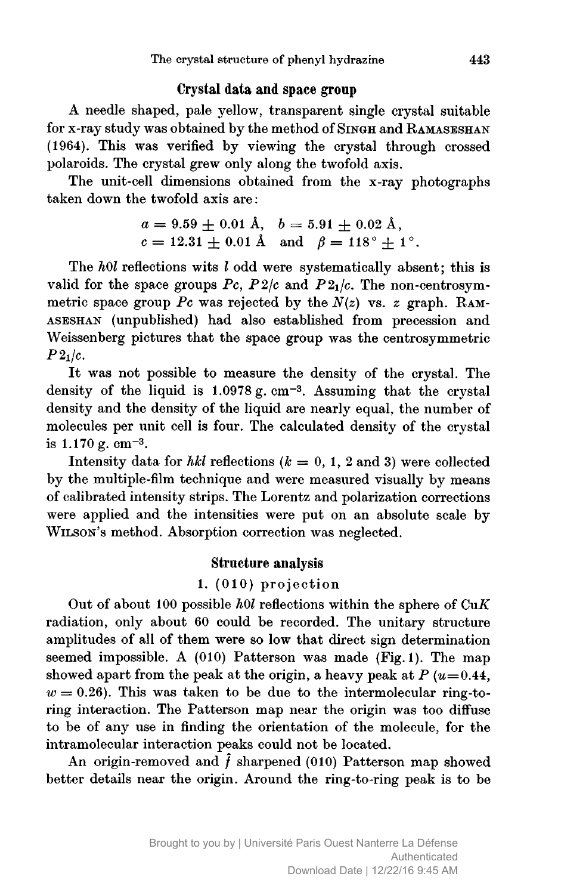## Crystal data and space group

A needle shaped, pale yellow, transparent single crystal suitable for x-ray study was obtained by the method of SINGH and RAMASESHAN (1964). This was verified by viewing the crystal through crossed polaroids. The crystal grew only along the twofold axis.

The unit-cell dimensions obtained from the x-ray photographs taken down the twofold axis are:

$$a = 9.59 \pm 0.01 \text{ Å}, \quad b = 5.91 \pm 0.02 \text{ Å},$$
$$c = 12.31 \pm 0.01 \text{ Å} \quad \text{and} \quad \beta = 118° \pm 1°.$$

The $h0l$ reflections wits $l$ odd were systematically absent; this is valid for the space groups $Pc$, $P2/c$ and $P2_1/c$. The non-centrosymmetric space group $Pc$ was rejected by the $N(z)$ vs. $z$ graph. RAMASESHAN (unpublished) had also established from precession and Weissenberg pictures that the space group was the centrosymmetric $P2_1/c$.

It was not possible to measure the density of the crystal. The density of the liquid is 1.0978 g. cm$^{-3}$. Assuming that the crystal density and the density of the liquid are nearly equal, the number of molecules per unit cell is four. The calculated density of the crystal is 1.170 g. cm$^{-3}$.

Intensity data for $hkl$ reflections ($k = 0$, 1, 2 and 3) were collected by the multiple-film technique and were measured visually by means of calibrated intensity strips. The Lorentz and polarization corrections were applied and the intensities were put on an absolute scale by WILSON's method. Absorption correction was neglected.

## Structure analysis

### 1. (010) projection

Out of about 100 possible $h0l$ reflections within the sphere of Cu$K$ radiation, only about 60 could be recorded. The unitary structure amplitudes of all of them were so low that direct sign determination seemed impossible. A (010) Patterson was made (Fig. 1). The map showed apart from the peak at the origin, a heavy peak at $P$ ($u = 0.44$, $w = 0.26$). This was taken to be due to the intermolecular ring-to-ring interaction. The Patterson map near the origin was too diffuse to be of any use in finding the orientation of the molecule, for the intramolecular interaction peaks could not be located.

An origin-removed and $\hat{f}$ sharpened (010) Patterson map showed better details near the origin. Around the ring-to-ring peak is to be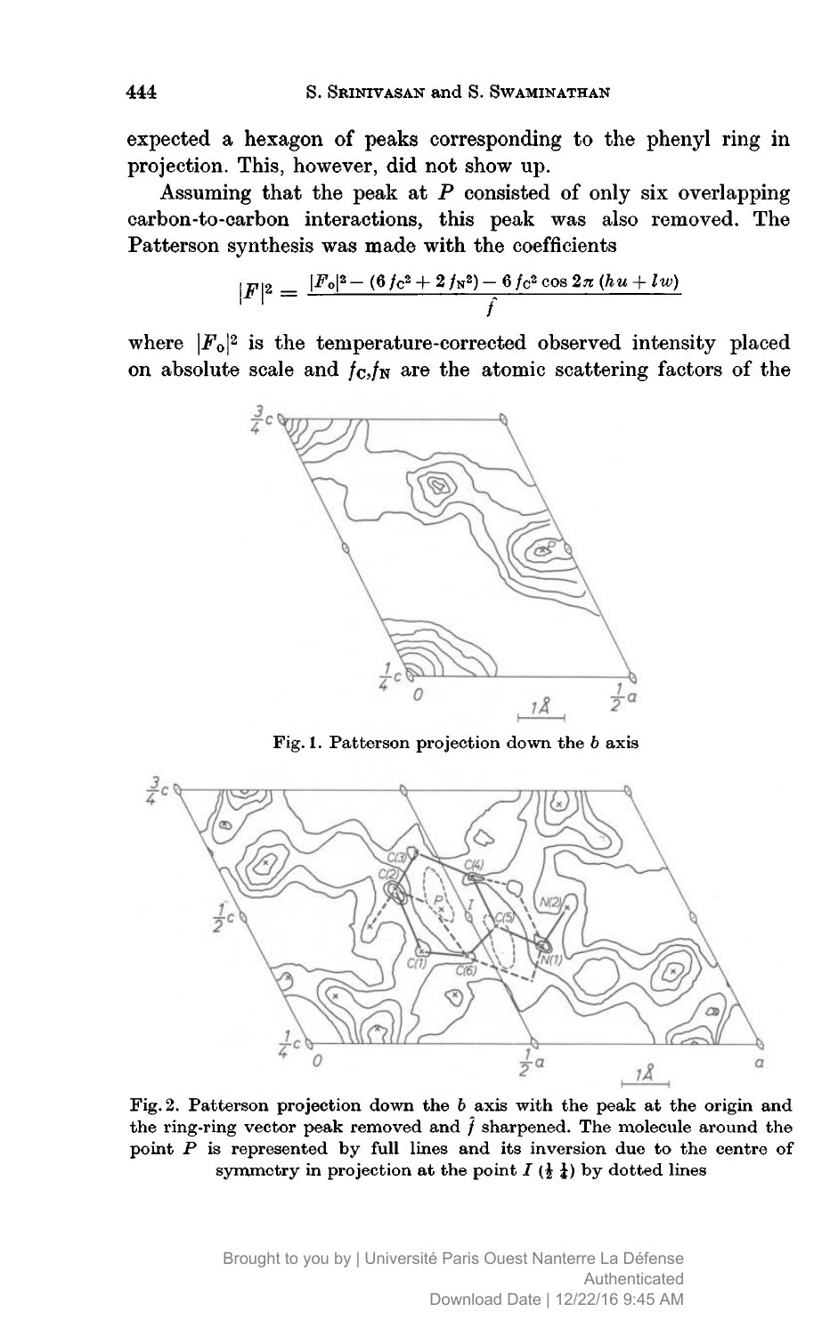expected a hexagon of peaks corresponding to the phenyl ring in projection. This, however, did not show up.

Assuming that the peak at $P$ consisted of only six overlapping carbon-to-carbon interactions, this peak was also removed. The Patterson synthesis was made with the coefficients

$$|F|^2 = \frac{|F_o|^2 - (6\,f_C{}^2 + 2\,f_N{}^2) - 6\,f_C{}^2 \cos 2\pi\,(hu + lw)}{\hat{f}}$$

where $|F_o|^2$ is the temperature-corrected observed intensity placed on absolute scale and $f_C, f_N$ are the atomic scattering factors of the

Fig. 1. Patterson projection down the $b$ axis

Fig. 2. Patterson projection down the $b$ axis with the peak at the origin and the ring-ring vector peak removed and $\hat{f}$ sharpened. The molecule around the point $P$ is represented by full lines and its inversion due to the centre of symmetry in projection at the point $I$ ($\frac{1}{2}$ $\frac{1}{4}$) by dotted lines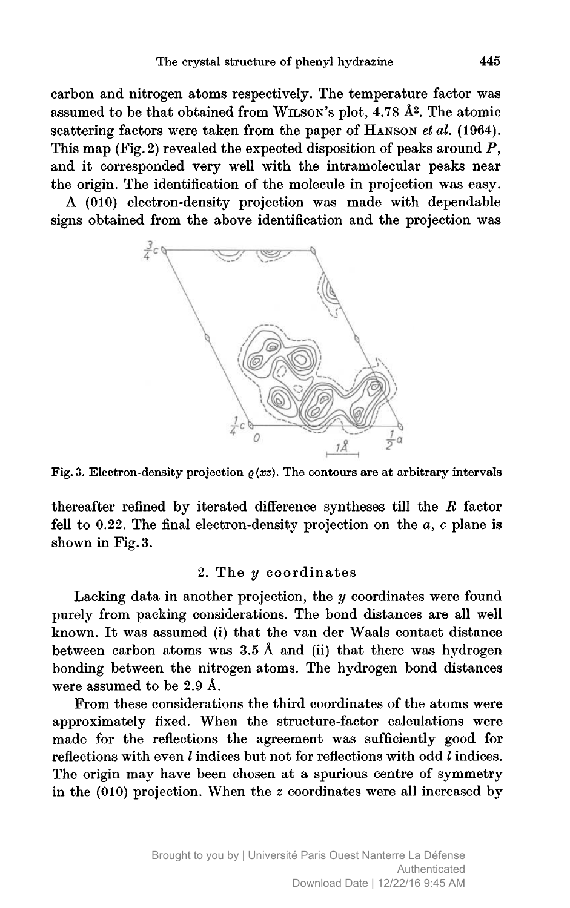carbon and nitrogen atoms respectively. The temperature factor was assumed to be that obtained from WILSON's plot, 4.78 Å². The atomic scattering factors were taken from the paper of HANSON *et al.* (1964). This map (Fig. 2) revealed the expected disposition of peaks around $P$, and it corresponded very well with the intramolecular peaks near the origin. The identification of the molecule in projection was easy.

A (010) electron-density projection was made with dependable signs obtained from the above identification and the projection was

Fig. 3. Electron-density projection $\varrho(xz)$. The contours are at arbitrary intervals

thereafter refined by iterated difference syntheses till the $R$ factor fell to 0.22. The final electron-density projection on the $a$, $c$ plane is shown in Fig. 3.

## 2. The $y$ coordinates

Lacking data in another projection, the $y$ coordinates were found purely from packing considerations. The bond distances are all well known. It was assumed (i) that the van der Waals contact distance between carbon atoms was 3.5 Å and (ii) that there was hydrogen bonding between the nitrogen atoms. The hydrogen bond distances were assumed to be 2.9 Å.

From these considerations the third coordinates of the atoms were approximately fixed. When the structure-factor calculations were made for the reflections the agreement was sufficiently good for reflections with even $l$ indices but not for reflections with odd $l$ indices. The origin may have been chosen at a spurious centre of symmetry in the (010) projection. When the $z$ coordinates were all increased by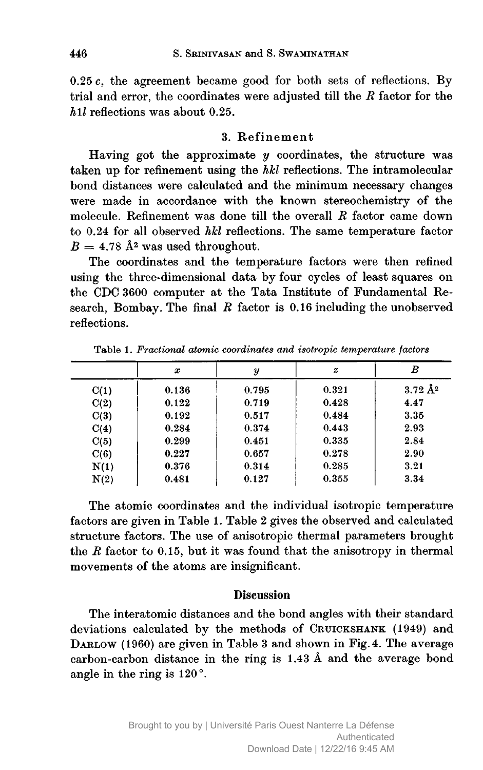$0.25\,c$, the agreement became good for both sets of reflections. By trial and error, the coordinates were adjusted till the $R$ factor for the $h1l$ reflections was about 0.25.

## 3. Refinement

Having got the approximate $y$ coordinates, the structure was taken up for refinement using the $hkl$ reflections. The intramolecular bond distances were calculated and the minimum necessary changes were made in accordance with the known stereochemistry of the molecule. Refinement was done till the overall $R$ factor came down to 0.24 for all observed $hkl$ reflections. The same temperature factor $B = 4.78$ Å$^2$ was used throughout.

The coordinates and the temperature factors were then refined using the three-dimensional data by four cycles of least squares on the CDC 3600 computer at the Tata Institute of Fundamental Research, Bombay. The final $R$ factor is 0.16 including the unobserved reflections.

Table 1. *Fractional atomic coordinates and isotropic temperature factors*

| | $x$ | $y$ | $z$ | $B$ |
|---|---|---|---|---|
| C(1) | 0.136 | 0.795 | 0.321 | 3.72 Å$^2$ |
| C(2) | 0.122 | 0.719 | 0.428 | 4.47 |
| C(3) | 0.192 | 0.517 | 0.484 | 3.35 |
| C(4) | 0.284 | 0.374 | 0.443 | 2.93 |
| C(5) | 0.299 | 0.451 | 0.335 | 2.84 |
| C(6) | 0.227 | 0.657 | 0.278 | 2.90 |
| N(1) | 0.376 | 0.314 | 0.285 | 3.21 |
| N(2) | 0.481 | 0.127 | 0.355 | 3.34 |

The atomic coordinates and the individual isotropic temperature factors are given in Table 1. Table 2 gives the observed and calculated structure factors. The use of anisotropic thermal parameters brought the $R$ factor to 0.15, but it was found that the anisotropy in thermal movements of the atoms are insignificant.

## Discussion

The interatomic distances and the bond angles with their standard deviations calculated by the methods of Cruickshank (1949) and Darlow (1960) are given in Table 3 and shown in Fig. 4. The average carbon-carbon distance in the ring is 1.43 Å and the average bond angle in the ring is 120°.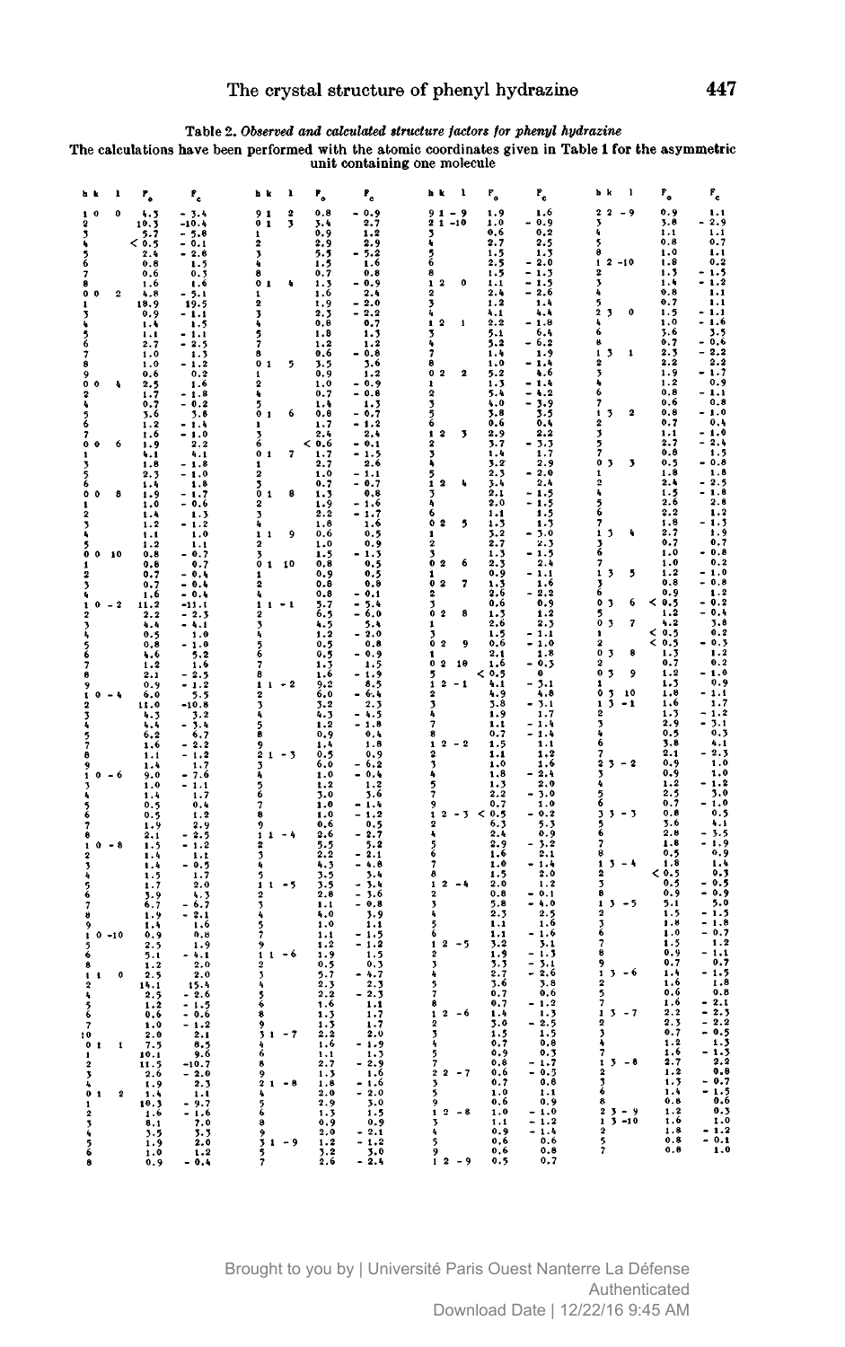**Table 2.** *Observed and calculated structure factors for phenyl hydrazine*

The calculations have been performed with the atomic coordinates given in Table 1 for the asymmetric unit containing one molecule

| h | k | l | $F_o$ | $F_c$ |
|---|---|---|---|---|
| 1 | 0 | 0 | 4.3 | − 3.4 |
| 2 | | | 10.3 | −10.4 |
| 3 | | | 5.7 | − 5.8 |
| 4 | | | < 0.5 | − 0.1 |
| 5 | | | 2.4 | − 2.8 |
| 6 | | | 0.8 | 1.5 |
| 7 | | | 0.6 | − 0.3 |
| 8 | | | 1.6 | 1.6 |
| 0 | 0 | 2 | 4.8 | − 5.1 |
| 1 | | | 18.9 | 19.5 |
| 3 | | | 0.9 | − 1.1 |
| 4 | | | 1.4 | 1.5 |
| 5 | | | 1.1 | − 1.1 |
| 6 | | | 2.7 | − 2.5 |
| 7 | | | 1.0 | 1.3 |
| 8 | | | 1.0 | − 1.2 |
| 9 | | | 0.6 | 0.2 |
| 0 | 0 | 4 | 2.5 | 1.6 |
| 2 | | | 1.7 | − 1.8 |
| 4 | | | 0.7 | − 0.2 |
| 5 | | | 3.6 | 3.8 |
| 6 | | | 1.2 | − 1.4 |
| 7 | | | 1.6 | − 1.0 |
| 0 | 0 | 6 | 1.9 | 2.2 |
| 1 | | | 4.1 | 4.1 |
| 3 | | | 1.8 | − 1.8 |
| 5 | | | 2.3 | − 1.0 |
| 6 | | | 1.4 | 1.8 |
| 0 | 0 | 8 | 1.9 | − 1.7 |
| 1 | | | 1.0 | − 0.6 |
| 2 | | | 1.4 | 1.3 |
| 3 | | | 1.2 | − 1.2 |
| 4 | | | 1.1 | 1.0 |
| 5 | | | 1.2 | 1.1 |
| 0 | 0 | 10 | 0.8 | − 0.7 |
| 1 | | | 0.8 | 0.7 |
| 2 | | | 0.7 | − 0.4 |
| 3 | | | 0.7 | − 0.4 |
| 4 | | | 1.6 | − 0.4 |
| 1 | 0 | − 2 | 11.2 | −11.1 |
| 2 | | | 2.2 | − 2.3 |
| 3 | | | 4.4 | − 4.1 |
| 4 | | | 0.5 | 1.0 |
| 5 | | | 0.8 | − 1.0 |
| 6 | | | 4.6 | 5.2 |
| 7 | | | 1.2 | 1.6 |
| 8 | | | 2.1 | − 2.5 |
| 9 | | | 0.9 | − 1.2 |
| 1 | 0 | − 4 | 6.0 | 5.5 |
| 2 | | | 11.0 | −10.8 |
| 3 | | | 4.3 | 3.2 |
| 4 | | | 4.4 | − 3.4 |
| 5 | | | 6.2 | 6.7 |
| 7 | | | 1.6 | − 2.2 |
| 8 | | | 1.1 | − 1.2 |
| 9 | | | 1.4 | 1.7 |
| 1 | 0 | − 6 | 9.0 | − 7.6 |
| 3 | | | 1.0 | − 1.1 |
| 4 | | | 1.4 | 1.7 |
| 5 | | | 0.5 | 0.4 |
| 6 | | | 0.5 | 1.2 |
| 7 | | | 1.9 | 2.9 |
| 8 | | | 2.1 | − 2.5 |
| 1 | 0 | − 8 | 1.5 | − 1.2 |
| 2 | | | 1.4 | 1.1 |
| 3 | | | 1.4 | − 0.5 |
| 4 | | | 1.5 | 1.7 |
| 5 | | | 1.7 | 2.0 |
| 6 | | | 3.9 | 4.3 |
| 7 | | | 6.7 | − 6.7 |
| 8 | | | 1.9 | − 2.1 |
| 9 | | | 1.4 | 1.6 |
| 1 | 0 | −10 | 0.9 | 0.8 |
| 3 | | | 2.5 | 1.9 |
| 5 | | | 5.1 | − 4.1 |
| 6 | | | 1.2 | 2.0 |
| 1 | 1 | 0 | 2.5 | 2.0 |
| 2 | | | 14.1 | 15.4 |
| 4 | | | 2.5 | − 2.6 |
| 5 | | | 1.2 | − 1.5 |
| 6 | | | 0.6 | − 0.6 |
| 7 | | | 1.0 | − 1.2 |
| 10 | | | 2.0 | 2.1 |
| 0 | 1 | 1 | 7.5 | 8.5 |
| 1 | | | 10.1 | 9.6 |
| 2 | | | 11.5 | −10.7 |
| 3 | | | 2.6 | − 2.0 |
| 4 | | | 1.9 | 2.3 |
| 0 | 1 | 2 | 1.4 | 1.1 |
| 1 | | | 10.3 | − 9.7 |
| 2 | | | 1.6 | − 1.6 |
| 3 | | | 8.1 | 7.0 |
| 4 | | | 3.5 | 3.3 |
| 5 | | | 1.9 | 2.0 |
| 6 | | | 1.0 | 1.2 |
| 8 | | | 0.9 | − 0.4 |
| 9 | 1 | 2 | 0.8 | − 0.9 |
| 0 | 1 | 3 | 3.4 | 2.7 |
| 1 | | | 0.9 | 1.2 |
| 2 | | | 2.9 | 2.9 |
| 3 | | | 5.5 | − 5.2 |
| 4 | | | 1.5 | 1.6 |
| 8 | | | 0.7 | 0.8 |
| 0 | 1 | 4 | 1.3 | − 0.9 |
| 1 | | | 1.6 | 2.4 |
| 2 | | | 1.9 | − 2.0 |
| 3 | | | 2.3 | − 2.2 |
| 4 | | | 0.8 | 0.7 |
| 5 | | | 1.8 | 1.3 |
| 7 | | | 1.2 | 1.2 |
| 8 | | | 0.6 | − 0.8 |
| 0 | 1 | 5 | 3.5 | 3.6 |
| 1 | | | 0.9 | 1.2 |
| 2 | | | 1.0 | − 0.9 |
| 4 | | | 0.7 | − 0.8 |
| 5 | | | 1.4 | 1.3 |
| 0 | 1 | 6 | 0.8 | − 0.7 |
| 1 | | | 1.7 | − 1.2 |
| 3 | | | 2.4 | 2.4 |
| 6 | | | < 0.6 | − 0.1 |
| 0 | 1 | 7 | 1.7 | − 1.5 |
| 1 | | | 2.7 | 2.6 |
| 2 | | | 1.0 | − 1.1 |
| 3 | | | 0.7 | − 0.7 |
| 0 | 1 | 8 | 1.3 | 0.8 |
| 2 | | | 1.9 | − 1.6 |
| 3 | | | 2.2 | − 1.7 |
| 4 | | | 1.8 | 1.6 |
| 1 | 1 | 9 | 0.6 | 0.5 |
| 2 | | | 1.0 | 0.9 |
| 3 | | | 1.5 | − 1.3 |
| 0 | 1 | 10 | 0.8 | 0.5 |
| 1 | | | 0.9 | 0.5 |
| 2 | | | 0.8 | 0.8 |
| 4 | | | 0.8 | − 0.1 |
| 1 | 1 | − 1 | 3.7 | − 5.4 |
| 2 | | | 6.5 | − 6.0 |
| 3 | | | 4.5 | 5.4 |
| 4 | | | 1.2 | − 2.0 |
| 5 | | | 0.5 | 0.8 |
| 6 | | | 0.5 | − 0.9 |
| 7 | | | 1.3 | 1.5 |
| 8 | | | 1.6 | − 1.9 |
| 1 | 1 | − 2 | 9.2 | 8.5 |
| 2 | | | 6.0 | − 6.4 |
| 3 | | | 3.2 | 2.3 |
| 4 | | | 4.3 | − 4.5 |
| 5 | | | 1.2 | − 1.8 |
| 8 | | | 0.9 | 0.4 |
| 9 | | | 1.4 | 1.8 |
| 2 | 1 | − 3 | 0.5 | 0.9 |
| 3 | | | 6.0 | − 6.2 |
| 4 | | | 1.0 | − 0.4 |
| 5 | | | 1.2 | 1.2 |
| 6 | | | 3.0 | 3.6 |
| 7 | | | 1.0 | − 1.4 |
| 8 | | | 1.0 | − 1.2 |
| 9 | | | 0.6 | 0.5 |
| 1 | 1 | − 4 | 2.6 | − 2.7 |
| 2 | | | 5.5 | 5.2 |
| 3 | | | 2.2 | − 2.1 |
| 4 | | | 4.8 | − 4.8 |
| 5 | | | 3.5 | 3.4 |
| 1 | 1 | − 5 | 3.5 | − 3.4 |
| 2 | | | 2.8 | − 3.6 |
| 3 | | | 1.1 | − 0.8 |
| 4 | | | 4.0 | 3.9 |
| 5 | | | 1.0 | 1.1 |
| 7 | | | 1.1 | − 1.5 |
| 9 | | | 1.2 | − 1.2 |
| 1 | 1 | − 6 | 1.9 | 1.5 |
| 2 | | | 0.5 | 0.3 |
| 3 | | | 5.7 | − 4.7 |
| 4 | | | 2.3 | 2.3 |
| 5 | | | 2.2 | − 2.3 |
| 6 | | | 1.4 | 1.8 |
| 8 | | | 1.3 | 1.7 |
| 9 | | | 1.3 | 1.7 |
| 3 | 1 | − 7 | 2.2 | 2.0 |
| 4 | | | 1.6 | − 1.9 |
| 6 | | | 1.1 | 1.3 |
| 8 | | | 2.7 | − 2.9 |
| 9 | | | 1.3 | 1.6 |
| 2 | 1 | − 8 | 1.8 | − 1.6 |
| 4 | | | 2.0 | − 2.0 |
| 5 | | | 2.9 | 3.0 |
| 6 | | | 1.3 | 1.5 |
| 8 | | | 0.9 | 0.9 |
| 9 | | | 2.0 | − 2.1 |
| 3 | 1 | − 9 | 1.2 | − 1.2 |
| 5 | | | 3.2 | 3.0 |
| 7 | | | 2.6 | − 2.4 |
| 9 | 1 | − 9 | 1.9 | 1.6 |
| 2 | 1 | −10 | 1.0 | − 0.9 |
| 3 | | | 0.6 | 0.2 |
| 4 | | | 2.7 | 2.5 |
| 5 | | | 1.5 | 1.3 |
| 6 | | | 2.5 | − 2.0 |
| 8 | | | 1.5 | − 1.3 |
| 1 | 2 | 0 | 1.1 | − 1.5 |
| 2 | | | 2.4 | − 2.6 |
| 3 | | | 1.2 | 1.4 |
| 4 | | | 4.1 | 4.4 |
| 1 | 2 | 1 | 2.2 | − 1.8 |
| 3 | | | 5.1 | 6.4 |
| 4 | | | 5.2 | − 6.2 |
| 7 | | | 1.4 | 1.9 |
| 8 | | | 1.0 | − 1.4 |
| 0 | 2 | 2 | 5.2 | 4.6 |
| 1 | | | 1.3 | − 1.4 |
| 2 | | | 5.4 | − 4.2 |
| 3 | | | 4.0 | − 3.9 |
| 5 | | | 3.8 | 3.5 |
| 6 | | | 0.6 | 0.4 |
| 1 | 2 | 3 | 2.9 | 2.2 |
| 2 | | | 3.7 | − 3.3 |
| 3 | | | 1.4 | 1.7 |
| 4 | | | 3.2 | 2.9 |
| 5 | | | 2.3 | − 2.0 |
| 1 | 2 | 4 | 3.4 | 2.4 |
| 3 | | | 2.1 | − 1.5 |
| 4 | | | 2.0 | − 1.5 |
| 6 | | | 1.1 | 1.5 |
| 0 | 2 | 5 | 1.3 | 1.3 |
| 1 | | | 3.2 | − 3.0 |
| 2 | | | 2.7 | 2.3 |
| 3 | | | 1.3 | − 1.5 |
| 0 | 2 | 6 | 2.3 | 2.4 |
| 1 | | | 0.9 | − 1.1 |
| 0 | 2 | 7 | 1.3 | 1.6 |
| 2 | | | 2.6 | − 2.2 |
| 3 | | | 0.6 | 0.9 |
| 0 | 2 | 8 | 1.3 | 1.2 |
| 1 | | | 2.6 | 2.3 |
| 3 | | | 1.5 | − 1.1 |
| 0 | 2 | 9 | 0.6 | − 1.0 |
| 1 | | | 2.1 | 1.8 |
| 0 | 2 | 10 | 1.6 | − 0.3 |
| 5 | | | < 0.5 | 0 |
| 1 | 2 | − 1 | 4.1 | − 3.1 |
| 2 | | | 4.9 | 4.8 |
| 3 | | | 3.8 | − 3.1 |
| 4 | | | 1.9 | 1.7 |
| 7 | | | 1.1 | − 1.4 |
| 8 | | | 0.7 | − 1.4 |
| 1 | 2 | − 2 | 1.5 | 1.1 |
| 2 | | | 1.1 | 1.2 |
| 3 | | | 1.0 | 1.6 |
| 4 | | | 1.8 | − 2.4 |
| 5 | | | 1.3 | 2.0 |
| 7 | | | 2.2 | − 3.0 |
| 9 | | | 0.7 | 1.0 |
| 1 | 2 | − 3 | < 0.5 | − 0.2 |
| 2 | | | 6.3 | 5.3 |
| 4 | | | 2.4 | 0.9 |
| 5 | | | 2.9 | − 3.2 |
| 6 | | | 1.6 | 2.1 |
| 7 | | | 1.0 | − 1.4 |
| 8 | | | 1.5 | 2.0 |
| 1 | 2 | − 4 | 2.0 | 1.2 |
| 2 | | | 0.8 | − 0.1 |
| 3 | | | 5.8 | − 4.0 |
| 4 | | | 2.3 | 2.5 |
| 5 | | | 1.1 | 1.6 |
| 6 | | | 1.1 | − 1.6 |
| 1 | 2 | − 5 | 3.2 | 3.1 |
| 2 | | | 1.9 | − 1.3 |
| 3 | | | 3.3 | − 3.1 |
| 4 | | | 2.7 | − 2.6 |
| 5 | | | 3.6 | 3.8 |
| 7 | | | 0.7 | 0.6 |
| 8 | | | 0.7 | − 1.2 |
| 1 | 2 | − 6 | 1.4 | 1.3 |
| 2 | | | 3.0 | − 2.5 |
| 3 | | | 1.5 | 1.5 |
| 4 | | | 0.7 | 0.8 |
| 5 | | | 0.9 | 0.3 |
| 7 | | | 0.8 | − 1.7 |
| 2 | 2 | − 7 | 0.6 | − 0.3 |
| 3 | | | 0.7 | 0.8 |
| 5 | | | 1.0 | 1.1 |
| 9 | | | 0.6 | 0.9 |
| 1 | 2 | − 8 | 1.0 | − 1.0 |
| 3 | | | 1.1 | − 1.2 |
| 4 | | | 0.9 | − 1.4 |
| 5 | | | 0.6 | 0.6 |
| 9 | | | 0.6 | 0.8 |
| 1 | 2 | − 9 | 0.5 | 0.7 |
| 2 | 2 | − 9 | 0.9 | 1.1 |
| 3 | | | 3.8 | − 2.9 |
| 4 | | | 1.1 | 1.1 |
| 5 | | | 0.8 | 0.7 |
| 8 | | | 1.0 | 1.1 |
| 1 | 2 | −10 | 1.8 | 0.2 |
| 2 | | | 1.3 | − 1.5 |
| 3 | | | 1.4 | − 1.2 |
| 4 | | | 0.8 | 1.1 |
| 5 | | | 0.7 | 1.1 |
| 2 | 3 | 0 | 1.5 | − 1.1 |
| 4 | | | 1.0 | − 1.6 |
| 6 | | | 3.6 | 3.5 |
| 8 | | | 0.7 | − 0.6 |
| 1 | 3 | 1 | 2.3 | − 2.2 |
| 2 | | | 2.2 | 2.2 |
| 3 | | | 1.9 | − 1.7 |
| 4 | | | 1.2 | 0.9 |
| 6 | | | 0.8 | − 1.1 |
| 7 | | | 0.6 | 0.8 |
| 1 | 3 | 2 | 0.8 | − 1.0 |
| 2 | | | 0.7 | 0.4 |
| 3 | | | 1.1 | − 1.0 |
| 4 | | | 2.7 | − 2.4 |
| 5 | | | 0.8 | 1.5 |
| 7 | | | 0.5 | − 0.8 |
| 0 | 3 | 3 | 1.8 | 1.8 |
| 1 | | | 2.4 | − 2.5 |
| 2 | | | 1.5 | − 1.8 |
| 4 | | | 2.6 | 2.8 |
| 5 | | | 2.2 | 1.2 |
| 6 | | | 1.8 | − 1.3 |
| 1 | 3 | 4 | 2.7 | 1.9 |
| 3 | | | 0.7 | 0.7 |
| 6 | | | 1.0 | − 0.8 |
| 7 | | | 1.0 | 0.2 |
| 1 | 3 | 5 | 1.2 | − 1.0 |
| 3 | | | 0.8 | − 0.8 |
| 6 | | | 0.9 | 1.2 |
| 0 | 3 | 6 | < 0.5 | − 0.2 |
| 5 | | | 1.2 | − 0.4 |
| 0 | 3 | 7 | 4.2 | 3.8 |
| 1 | | | < 0.5 | 0.2 |
| 2 | | | < 0.5 | − 0.3 |
| 0 | 3 | 8 | 1.3 | 1.2 |
| 2 | | | 0.7 | 0.2 |
| 0 | 3 | 9 | 1.2 | − 1.0 |
| 1 | | | 1.3 | 0.9 |
| 0 | 3 | 10 | 1.8 | − 1.1 |
| 1 | 3 | − 1 | 1.6 | 1.7 |
| 2 | | | 1.3 | − 1.2 |
| 3 | | | 2.9 | − 3.1 |
| 4 | | | 0.5 | 0.3 |
| 6 | | | 3.8 | 4.1 |
| 7 | | | 2.1 | − 2.3 |
| 2 | 3 | − 2 | 0.9 | 1.0 |
| 3 | | | 0.9 | 1.0 |
| 4 | | | 1.2 | − 1.2 |
| 5 | | | 2.5 | 3.0 |
| 6 | | | 0.7 | − 1.0 |
| 3 | 3 | − 3 | 0.8 | 0.5 |
| 5 | | | 3.6 | 4.1 |
| 6 | | | 2.8 | − 3.5 |
| 7 | | | 1.8 | − 1.9 |
| 8 | | | 0.5 | 0.9 |
| 1 | 3 | − 4 | 1.8 | 1.4 |
| 2 | | | < 0.5 | 0.3 |
| 3 | | | 0.5 | − 0.5 |
| 8 | | | 0.9 | − 0.9 |
| 1 | 3 | − 5 | 5.1 | 5.0 |
| 2 | | | 1.5 | − 1.5 |
| 3 | | | 1.8 | − 1.8 |
| 6 | | | 1.0 | − 0.7 |
| 7 | | | 1.5 | 1.2 |
| 8 | | | 0.9 | − 1.1 |
| 9 | | | 0.7 | 0.7 |
| 1 | 3 | − 6 | 1.4 | − 1.5 |
| 2 | | | 1.6 | 1.8 |
| 5 | | | 0.6 | 0.8 |
| 7 | | | 1.6 | − 2.1 |
| 1 | 3 | − 7 | 2.2 | − 2.3 |
| 2 | | | 2.3 | − 2.2 |
| 3 | | | 0.7 | − 0.5 |
| 4 | | | 1.2 | 1.3 |
| 7 | | | 1.6 | − 1.3 |
| 1 | 3 | − 8 | 2.7 | 2.2 |
| 2 | | | 1.2 | 0.8 |
| 3 | | | 1.3 | − 0.7 |
| 6 | | | 1.4 | − 1.5 |
| 8 | | | 0.8 | 0.6 |
| 2 | 3 | − 9 | 1.2 | 0.3 |
| 1 | 3 | −10 | 1.6 | 1.0 |
| 2 | | | 1.8 | − 1.2 |
| 5 | | | 0.8 | − 0.1 |
| 7 | | | 0.8 | 1.0 |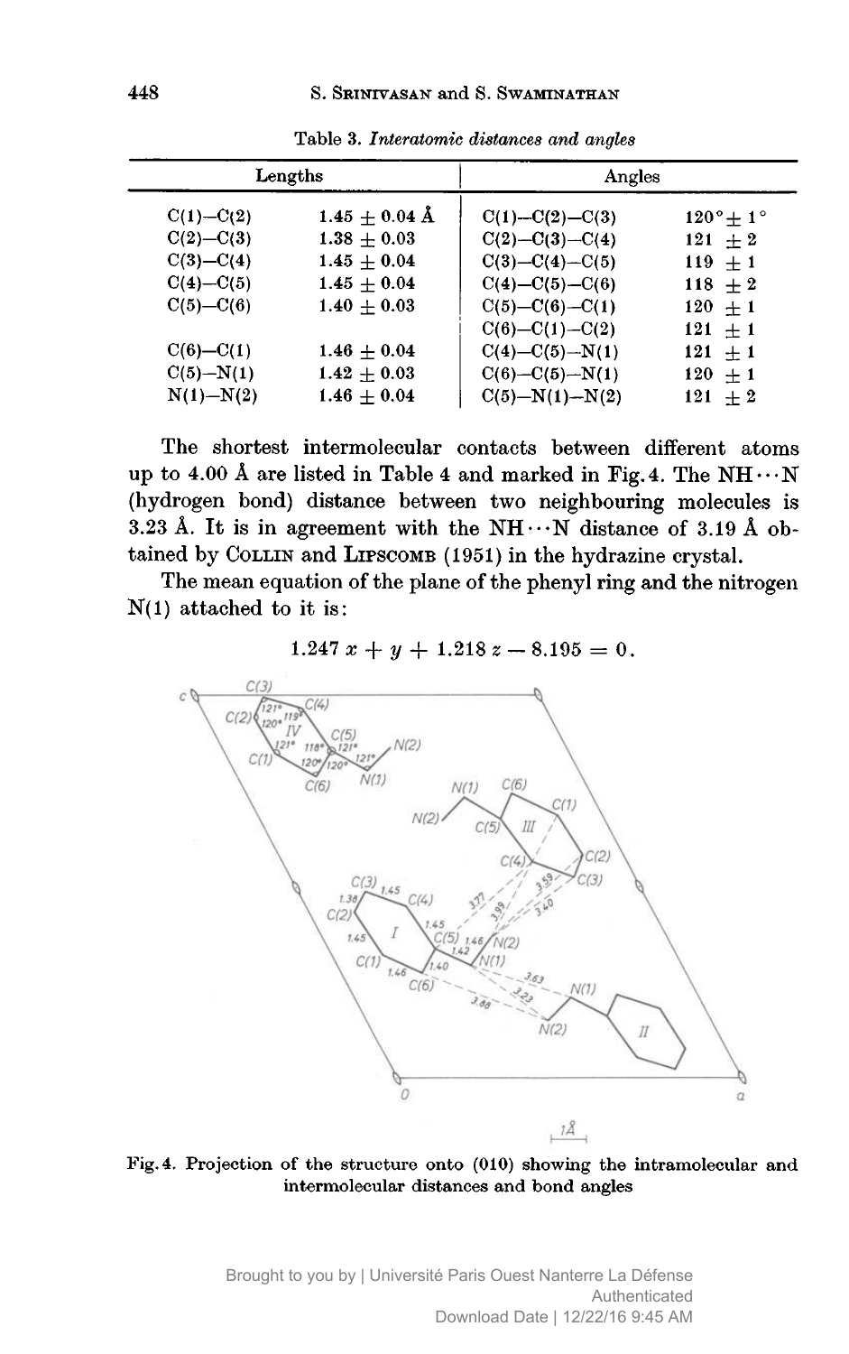Table 3. *Interatomic distances and angles*

| Lengths | | Angles | |
|---|---|---|---|
| C(1)—C(2) | 1.45 ± 0.04 Å | C(1)—C(2)—C(3) | 120° ± 1° |
| C(2)—C(3) | 1.38 ± 0.03 | C(2)—C(3)—C(4) | 121 ± 2 |
| C(3)—C(4) | 1.45 ± 0.04 | C(3)—C(4)—C(5) | 119 ± 1 |
| C(4)—C(5) | 1.45 ± 0.04 | C(4)—C(5)—C(6) | 118 ± 2 |
| C(5)—C(6) | 1.40 ± 0.03 | C(5)—C(6)—C(1) | 120 ± 1 |
| | | C(6)—C(1)—C(2) | 121 ± 1 |
| C(6)—C(1) | 1.46 ± 0.04 | C(4)—C(5)—N(1) | 121 ± 1 |
| C(5)—N(1) | 1.42 ± 0.03 | C(6)—C(5)—N(1) | 120 ± 1 |
| N(1)—N(2) | 1.46 ± 0.04 | C(5)—N(1)—N(2) | 121 ± 2 |

The shortest intermolecular contacts between different atoms up to 4.00 Å are listed in Table 4 and marked in Fig. 4. The NH···N (hydrogen bond) distance between two neighbouring molecules is 3.23 Å. It is in agreement with the NH···N distance of 3.19 Å obtained by Collin and Lipscomb (1951) in the hydrazine crystal.

The mean equation of the plane of the phenyl ring and the nitrogen N(1) attached to it is:

$$1.247\,x + y + 1.218\,z - 8.195 = 0\,.$$

Fig. 4. Projection of the structure onto (010) showing the intramolecular and intermolecular distances and bond angles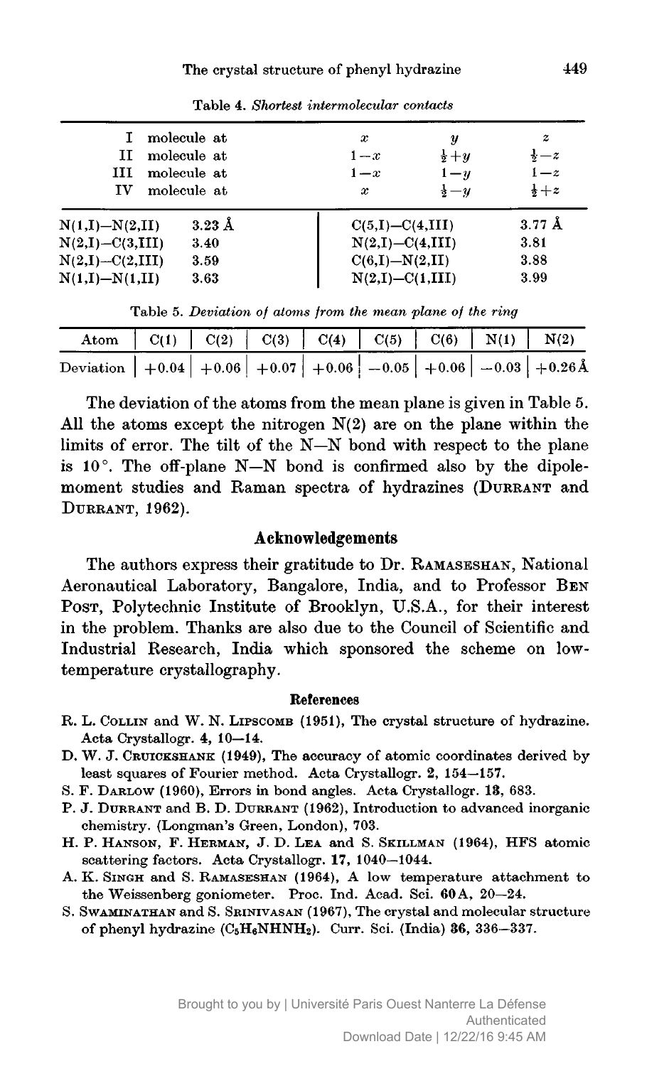Table 4. *Shortest intermolecular contacts*

| | | | |
|---|---|---|---|
| I molecule at | $x$ | $y$ | $z$ |
| II molecule at | $1-x$ | $\frac{1}{2}+y$ | $\frac{1}{2}-z$ |
| III molecule at | $1-x$ | $1-y$ | $1-z$ |
| IV molecule at | $x$ | $\frac{1}{2}-y$ | $\frac{1}{2}+z$ |

| | | | |
|---|---|---|---|
| N(1,I)—N(2,II) | 3.23 Å | C(5,I)—C(4,III) | 3.77 Å |
| N(2,I)—C(3,III) | 3.40 | N(2,I)—C(4,III) | 3.81 |
| N(2,I)—C(2,III) | 3.59 | C(6,I)—N(2,II) | 3.88 |
| N(1,I)—N(1,II) | 3.63 | N(2,I)—C(1,III) | 3.99 |

Table 5. *Deviation of atoms from the mean plane of the ring*

| Atom | C(1) | C(2) | C(3) | C(4) | C(5) | C(6) | N(1) | N(2) |
|---|---|---|---|---|---|---|---|---|
| Deviation | +0.04 | +0.06 | +0.07 | +0.06 | −0.05 | +0.06 | −0.03 | +0.26 Å |

The deviation of the atoms from the mean plane is given in Table 5. All the atoms except the nitrogen N(2) are on the plane within the limits of error. The tilt of the N—N bond with respect to the plane is 10°. The off-plane N—N bond is confirmed also by the dipole-moment studies and Raman spectra of hydrazines (DURRANT and DURRANT, 1962).

## Acknowledgements

The authors express their gratitude to Dr. RAMASESHAN, National Aeronautical Laboratory, Bangalore, India, and to Professor BEN POST, Polytechnic Institute of Brooklyn, U.S.A., for their interest in the problem. Thanks are also due to the Council of Scientific and Industrial Research, India which sponsored the scheme on low-temperature crystallography.

### References

R. L. COLLIN and W. N. LIPSCOMB (1951), The crystal structure of hydrazine. Acta Crystallogr. **4**, 10—14.

D. W. J. CRUICKSHANK (1949), The accuracy of atomic coordinates derived by least squares of Fourier method. Acta Crystallogr. **2**, 154—157.

S. F. DARLOW (1960), Errors in bond angles. Acta Crystallogr. **13**, 683.

P. J. DURRANT and B. D. DURRANT (1962), Introduction to advanced inorganic chemistry. (Longman's Green, London), 703.

H. P. HANSON, F. HERMAN, J. D. LEA and S. SKILLMAN (1964), HFS atomic scattering factors. Acta Crystallogr. **17**, 1040—1044.

A. K. SINGH and S. RAMASESHAN (1964), A low temperature attachment to the Weissenberg goniometer. Proc. Ind. Acad. Sci. **60** A, 20—24.

S. SWAMINATHAN and S. SRINIVASAN (1967), The crystal and molecular structure of phenyl hydrazine ($C_5H_6NHNH_2$). Curr. Sci. (India) **36**, 336—337.